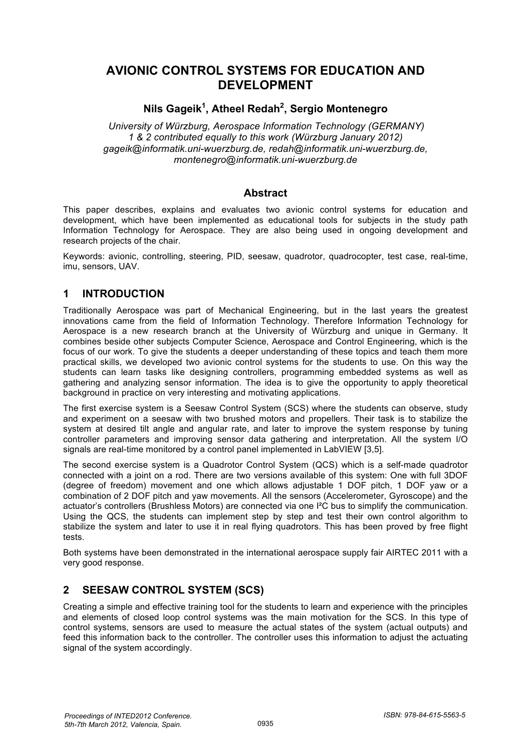# AVIONIC CONTROL SYSTEMS FOR EDUCATION AND DEVELOPMENT

**Nils Gageik[1], Atheel Redah[2], Sergio Montenegro**

*University of Würzburg, Aerospace Information Technology (GERMANY)*
*1 & 2 contributed equally to this work (Würzburg January 2012)*
*gageik@informatik.uni-wuerzburg.de, redah@informatik.uni-wuerzburg.de, montenegro@informatik.uni-wuerzburg.de*

## Abstract

This paper describes, explains and evaluates two avionic control systems for education and development, which have been implemented as educational tools for subjects in the study path Information Technology for Aerospace. They are also being used in ongoing development and research projects of the chair.

Keywords: avionic, controlling, steering, PID, seesaw, quadrotor, quadrocopter, test case, real-time, imu, sensors, UAV.

## 1 INTRODUCTION

Traditionally Aerospace was part of Mechanical Engineering, but in the last years the greatest innovations came from the field of Information Technology. Therefore Information Technology for Aerospace is a new research branch at the University of Würzburg and unique in Germany. It combines beside other subjects Computer Science, Aerospace and Control Engineering, which is the focus of our work. To give the students a deeper understanding of these topics and teach them more practical skills, we developed two avionic control systems for the students to use. On this way the students can learn tasks like designing controllers, programming embedded systems as well as gathering and analyzing sensor information. The idea is to give the opportunity to apply theoretical background in practice on very interesting and motivating applications.

The first exercise system is a Seesaw Control System (SCS) where the students can observe, study and experiment on a seesaw with two brushed motors and propellers. Their task is to stabilize the system at desired tilt angle and angular rate, and later to improve the system response by tuning controller parameters and improving sensor data gathering and interpretation. All the system I/O signals are real-time monitored by a control panel implemented in LabVIEW [3,5].

The second exercise system is a Quadrotor Control System (QCS) which is a self-made quadrotor connected with a joint on a rod. There are two versions available of this system: One with full 3DOF (degree of freedom) movement and one which allows adjustable 1 DOF pitch, 1 DOF yaw or a combination of 2 DOF pitch and yaw movements. All the sensors (Accelerometer, Gyroscope) and the actuator's controllers (Brushless Motors) are connected via one I²C bus to simplify the communication. Using the QCS, the students can implement step by step and test their own control algorithm to stabilize the system and later to use it in real flying quadrotors. This has been proved by free flight tests.

Both systems have been demonstrated in the international aerospace supply fair AIRTEC 2011 with a very good response.

## 2 SEESAW CONTROL SYSTEM (SCS)

Creating a simple and effective training tool for the students to learn and experience with the principles and elements of closed loop control systems was the main motivation for the SCS. In this type of control systems, sensors are used to measure the actual states of the system (actual outputs) and feed this information back to the controller. The controller uses this information to adjust the actuating signal of the system accordingly.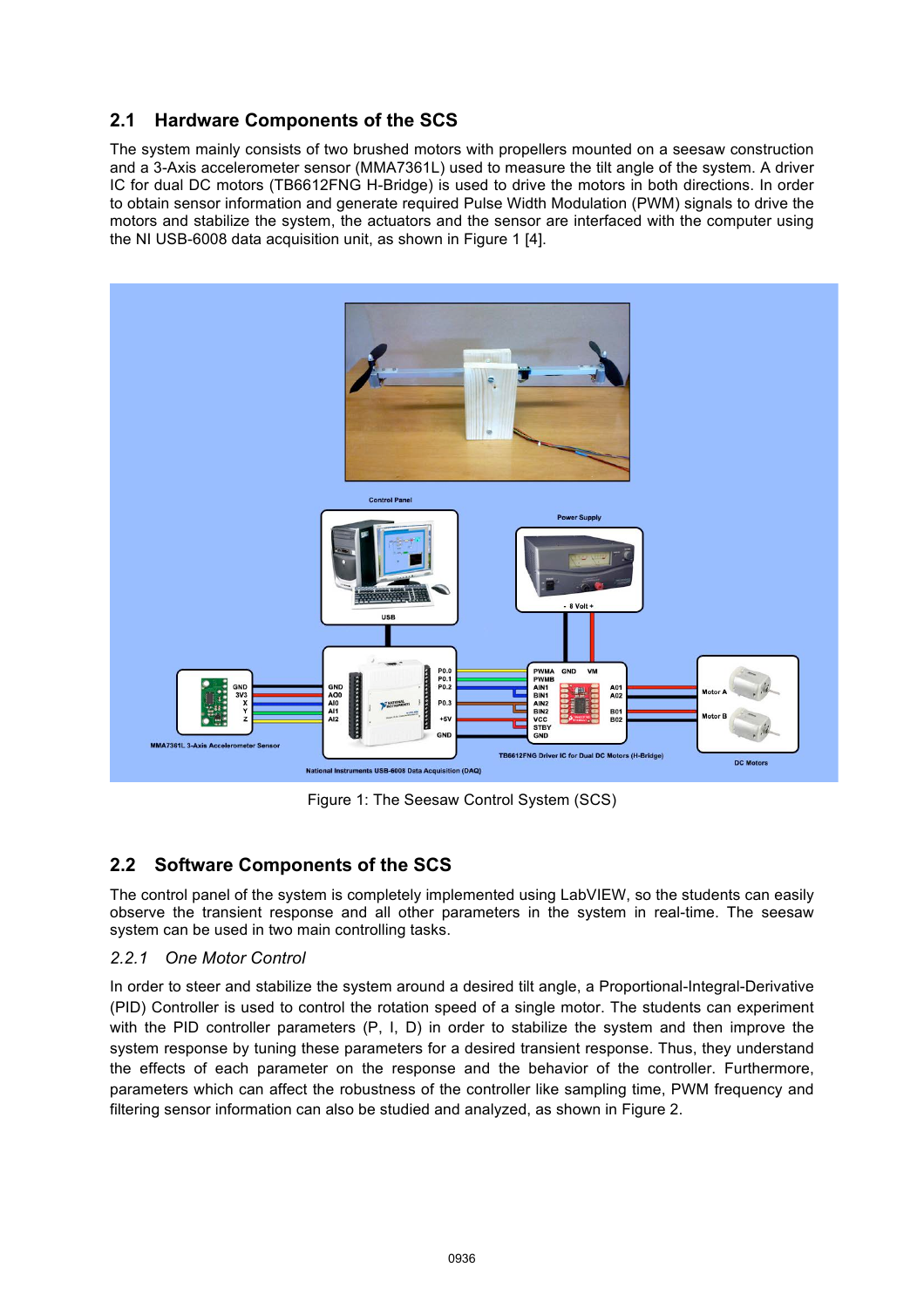## 2.1 Hardware Components of the SCS

The system mainly consists of two brushed motors with propellers mounted on a seesaw construction and a 3-Axis accelerometer sensor (MMA7361L) used to measure the tilt angle of the system. A driver IC for dual DC motors (TB6612FNG H-Bridge) is used to drive the motors in both directions. In order to obtain sensor information and generate required Pulse Width Modulation (PWM) signals to drive the motors and stabilize the system, the actuators and the sensor are interfaced with the computer using the NI USB-6008 data acquisition unit, as shown in Figure 1 [4].

Figure 1: The Seesaw Control System (SCS)

## 2.2 Software Components of the SCS

The control panel of the system is completely implemented using LabVIEW, so the students can easily observe the transient response and all other parameters in the system in real-time. The seesaw system can be used in two main controlling tasks.

### *2.2.1 One Motor Control*

In order to steer and stabilize the system around a desired tilt angle, a Proportional-Integral-Derivative (PID) Controller is used to control the rotation speed of a single motor. The students can experiment with the PID controller parameters (P, I, D) in order to stabilize the system and then improve the system response by tuning these parameters for a desired transient response. Thus, they understand the effects of each parameter on the response and the behavior of the controller. Furthermore, parameters which can affect the robustness of the controller like sampling time, PWM frequency and filtering sensor information can also be studied and analyzed, as shown in Figure 2.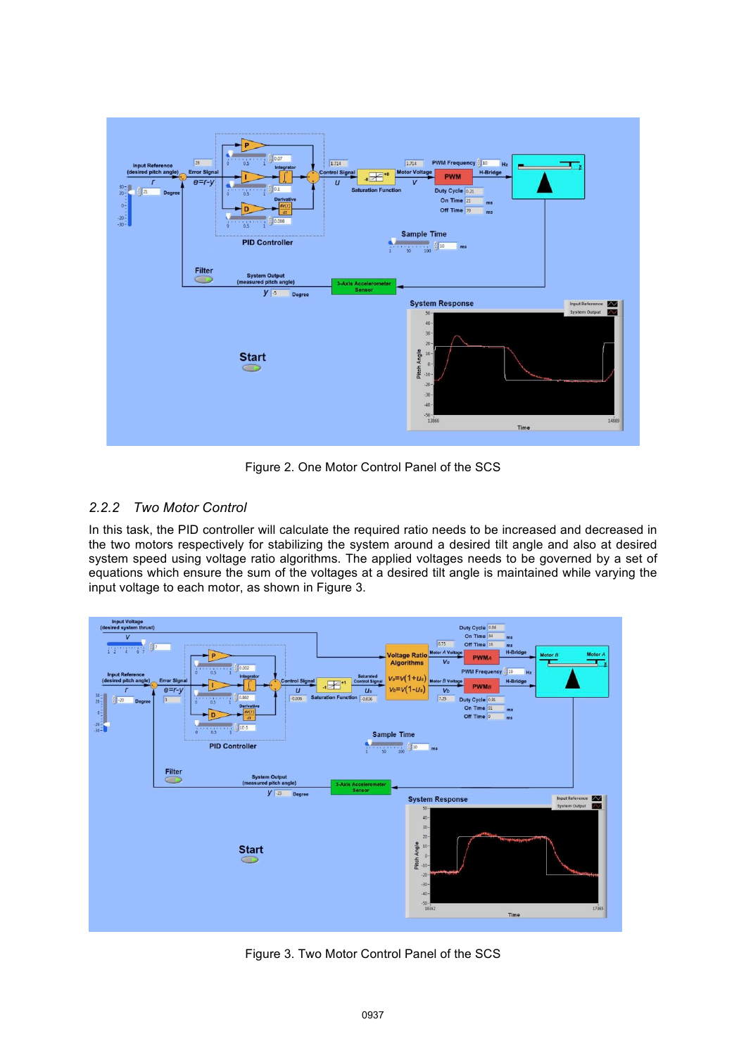Figure 2. One Motor Control Panel of the SCS

### 2.2.2 *Two Motor Control*

In this task, the PID controller will calculate the required ratio needs to be increased and decreased in the two motors respectively for stabilizing the system around a desired tilt angle and also at desired system speed using voltage ratio algorithms. The applied voltages needs to be governed by a set of equations which ensure the sum of the voltages at a desired tilt angle is maintained while varying the input voltage to each motor, as shown in Figure 3.

Figure 3. Two Motor Control Panel of the SCS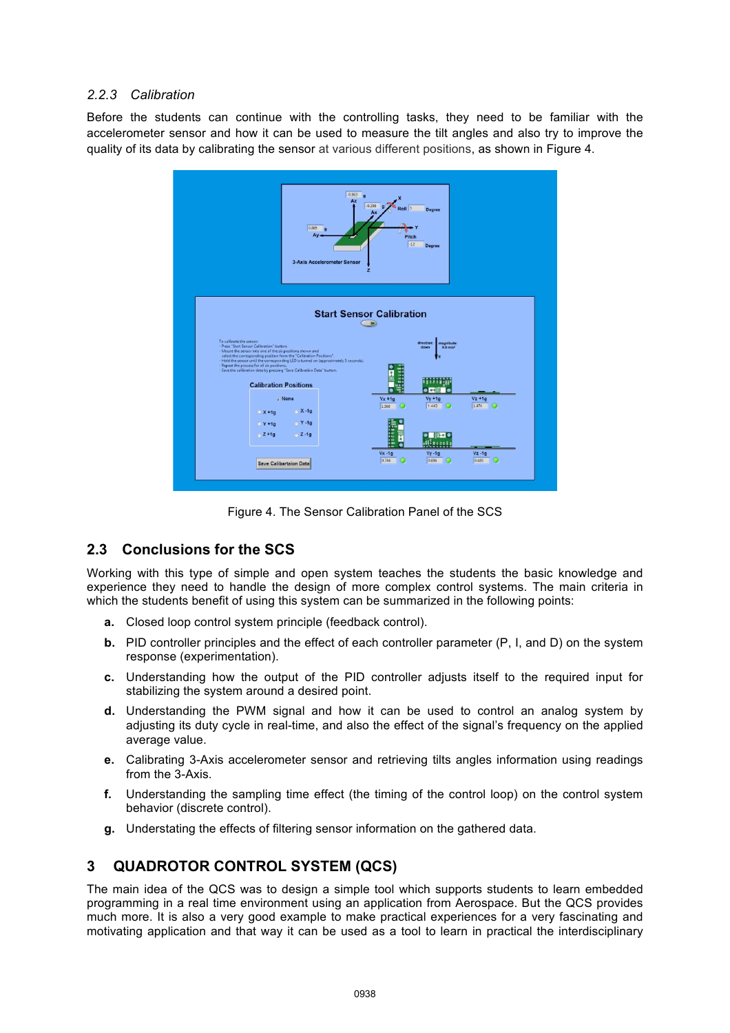### 2.2.3 Calibration

Before the students can continue with the controlling tasks, they need to be familiar with the accelerometer sensor and how it can be used to measure the tilt angles and also try to improve the quality of its data by calibrating the sensor at various different positions, as shown in Figure 4.

Figure 4. The Sensor Calibration Panel of the SCS

## 2.3 Conclusions for the SCS

Working with this type of simple and open system teaches the students the basic knowledge and experience they need to handle the design of more complex control systems. The main criteria in which the students benefit of using this system can be summarized in the following points:

**a.** Closed loop control system principle (feedback control).

**b.** PID controller principles and the effect of each controller parameter (P, I, and D) on the system response (experimentation).

**c.** Understanding how the output of the PID controller adjusts itself to the required input for stabilizing the system around a desired point.

**d.** Understanding the PWM signal and how it can be used to control an analog system by adjusting its duty cycle in real-time, and also the effect of the signal's frequency on the applied average value.

**e.** Calibrating 3-Axis accelerometer sensor and retrieving tilts angles information using readings from the 3-Axis.

**f.** Understanding the sampling time effect (the timing of the control loop) on the control system behavior (discrete control).

**g.** Understating the effects of filtering sensor information on the gathered data.

## 3 QUADROTOR CONTROL SYSTEM (QCS)

The main idea of the QCS was to design a simple tool which supports students to learn embedded programming in a real time environment using an application from Aerospace. But the QCS provides much more. It is also a very good example to make practical experiences for a very fascinating and motivating application and that way it can be used as a tool to learn in practical the interdisciplinary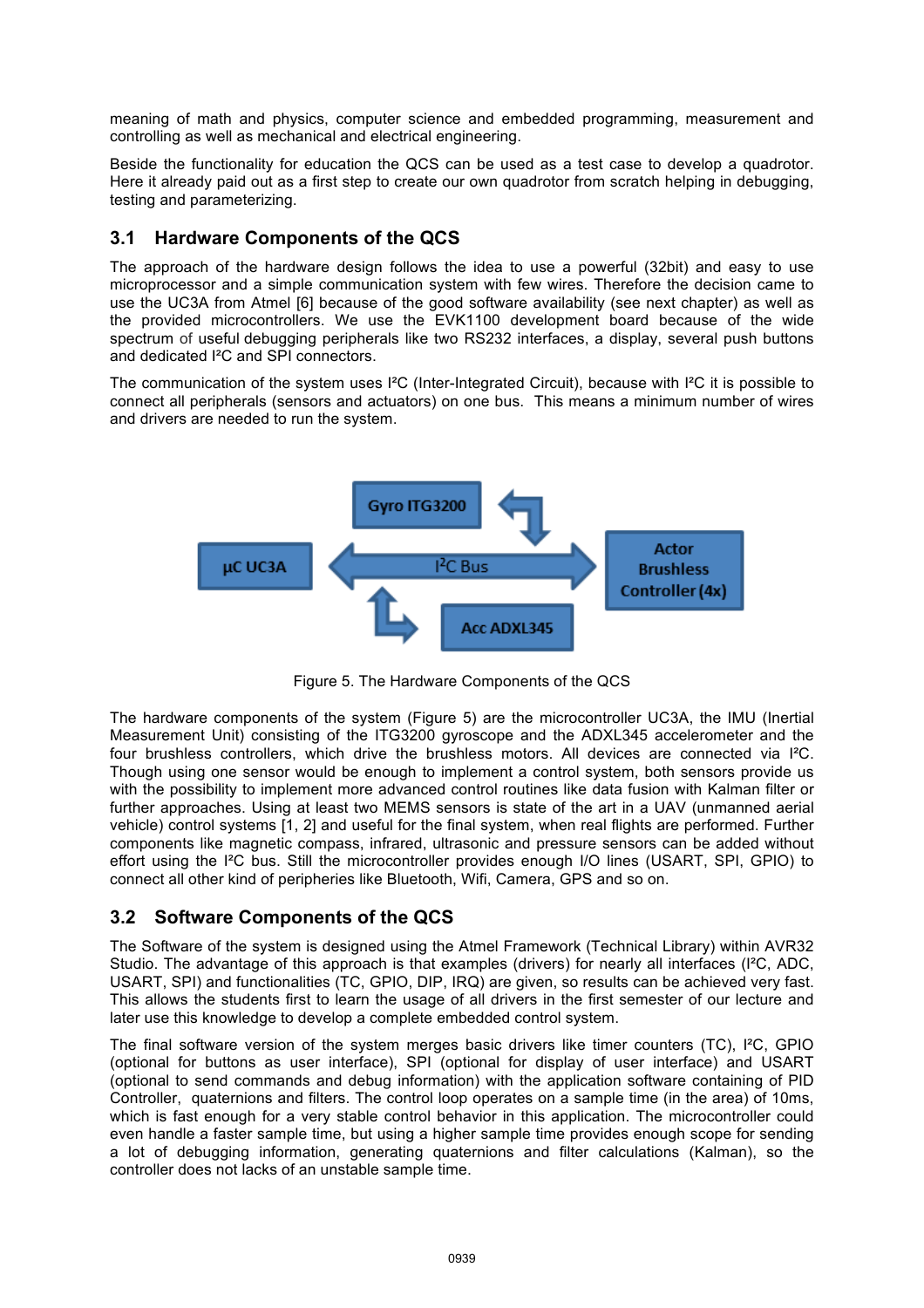meaning of math and physics, computer science and embedded programming, measurement and controlling as well as mechanical and electrical engineering.

Beside the functionality for education the QCS can be used as a test case to develop a quadrotor. Here it already paid out as a first step to create our own quadrotor from scratch helping in debugging, testing and parameterizing.

## 3.1 Hardware Components of the QCS

The approach of the hardware design follows the idea to use a powerful (32bit) and easy to use microprocessor and a simple communication system with few wires. Therefore the decision came to use the UC3A from Atmel [6] because of the good software availability (see next chapter) as well as the provided microcontrollers. We use the EVK1100 development board because of the wide spectrum of useful debugging peripherals like two RS232 interfaces, a display, several push buttons and dedicated I²C and SPI connectors.

The communication of the system uses I²C (Inter-Integrated Circuit), because with I²C it is possible to connect all peripherals (sensors and actuators) on one bus. This means a minimum number of wires and drivers are needed to run the system.

Figure 5. The Hardware Components of the QCS

The hardware components of the system (Figure 5) are the microcontroller UC3A, the IMU (Inertial Measurement Unit) consisting of the ITG3200 gyroscope and the ADXL345 accelerometer and the four brushless controllers, which drive the brushless motors. All devices are connected via I²C. Though using one sensor would be enough to implement a control system, both sensors provide us with the possibility to implement more advanced control routines like data fusion with Kalman filter or further approaches. Using at least two MEMS sensors is state of the art in a UAV (unmanned aerial vehicle) control systems [1, 2] and useful for the final system, when real flights are performed. Further components like magnetic compass, infrared, ultrasonic and pressure sensors can be added without effort using the I²C bus. Still the microcontroller provides enough I/O lines (USART, SPI, GPIO) to connect all other kind of peripheries like Bluetooth, Wifi, Camera, GPS and so on.

## 3.2 Software Components of the QCS

The Software of the system is designed using the Atmel Framework (Technical Library) within AVR32 Studio. The advantage of this approach is that examples (drivers) for nearly all interfaces (I²C, ADC, USART, SPI) and functionalities (TC, GPIO, DIP, IRQ) are given, so results can be achieved very fast. This allows the students first to learn the usage of all drivers in the first semester of our lecture and later use this knowledge to develop a complete embedded control system.

The final software version of the system merges basic drivers like timer counters (TC), I²C, GPIO (optional for buttons as user interface), SPI (optional for display of user interface) and USART (optional to send commands and debug information) with the application software containing of PID Controller, quaternions and filters. The control loop operates on a sample time (in the area) of 10ms, which is fast enough for a very stable control behavior in this application. The microcontroller could even handle a faster sample time, but using a higher sample time provides enough scope for sending a lot of debugging information, generating quaternions and filter calculations (Kalman), so the controller does not lacks of an unstable sample time.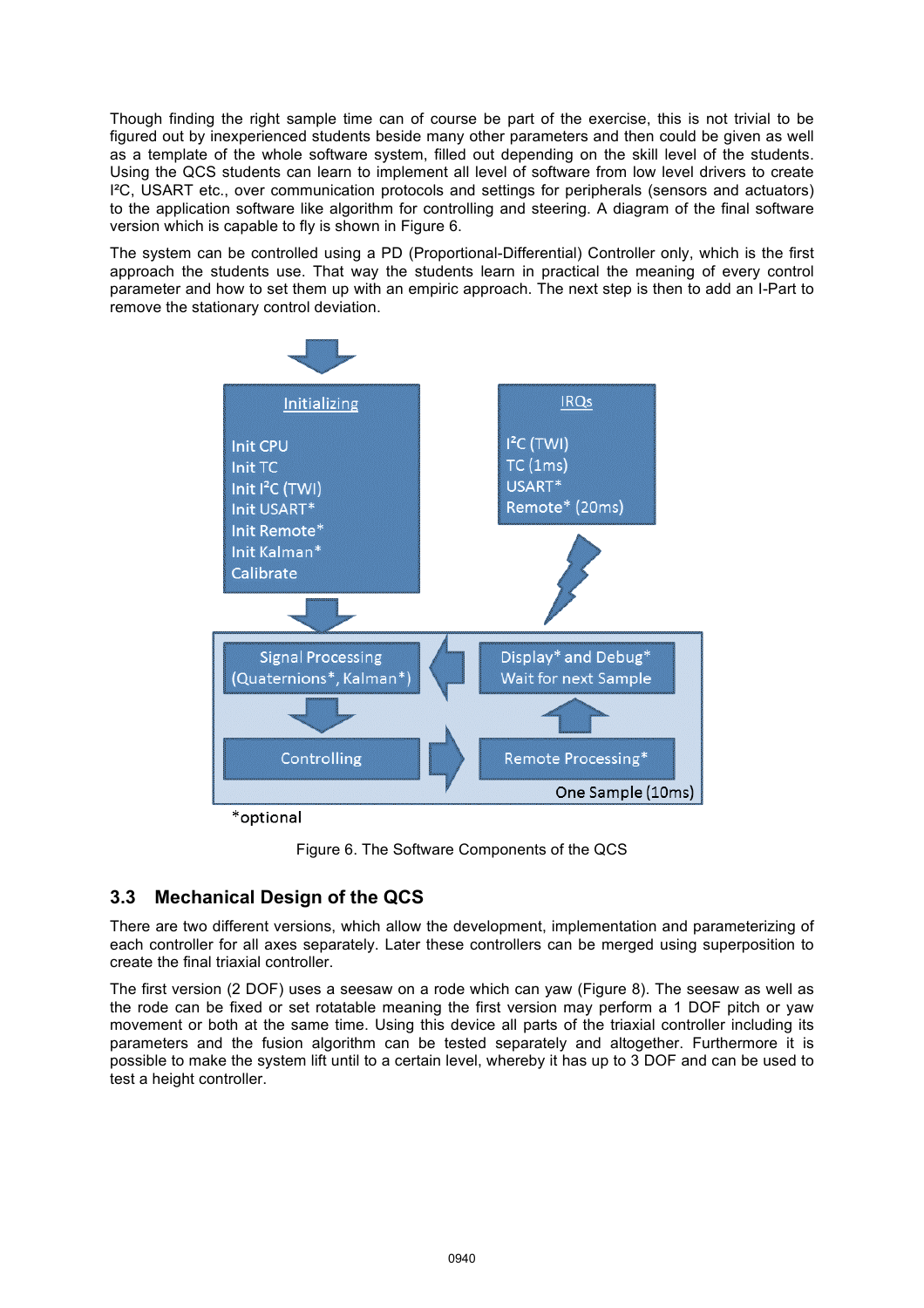Though finding the right sample time can of course be part of the exercise, this is not trivial to be figured out by inexperienced students beside many other parameters and then could be given as well as a template of the whole software system, filled out depending on the skill level of the students. Using the QCS students can learn to implement all level of software from low level drivers to create I²C, USART etc., over communication protocols and settings for peripherals (sensors and actuators) to the application software like algorithm for controlling and steering. A diagram of the final software version which is capable to fly is shown in Figure 6.

The system can be controlled using a PD (Proportional-Differential) Controller only, which is the first approach the students use. That way the students learn in practical the meaning of every control parameter and how to set them up with an empiric approach. The next step is then to add an I-Part to remove the stationary control deviation.

Initializing

Init CPU
Init TC
Init I²C (TWI)
Init USART*
Init Remote*
Init Kalman*
Calibrate

IRQs

I²C (TWI)
TC (1ms)
USART*
Remote* (20ms)

Signal Processing (Quaternions*, Kalman*)

Display* and Debug*
Wait for next Sample

Controlling

Remote Processing*

One Sample (10ms)

*optional

Figure 6. The Software Components of the QCS

## 3.3 Mechanical Design of the QCS

There are two different versions, which allow the development, implementation and parameterizing of each controller for all axes separately. Later these controllers can be merged using superposition to create the final triaxial controller.

The first version (2 DOF) uses a seesaw on a rode which can yaw (Figure 8). The seesaw as well as the rode can be fixed or set rotatable meaning the first version may perform a 1 DOF pitch or yaw movement or both at the same time. Using this device all parts of the triaxial controller including its parameters and the fusion algorithm can be tested separately and altogether. Furthermore it is possible to make the system lift until to a certain level, whereby it has up to 3 DOF and can be used to test a height controller.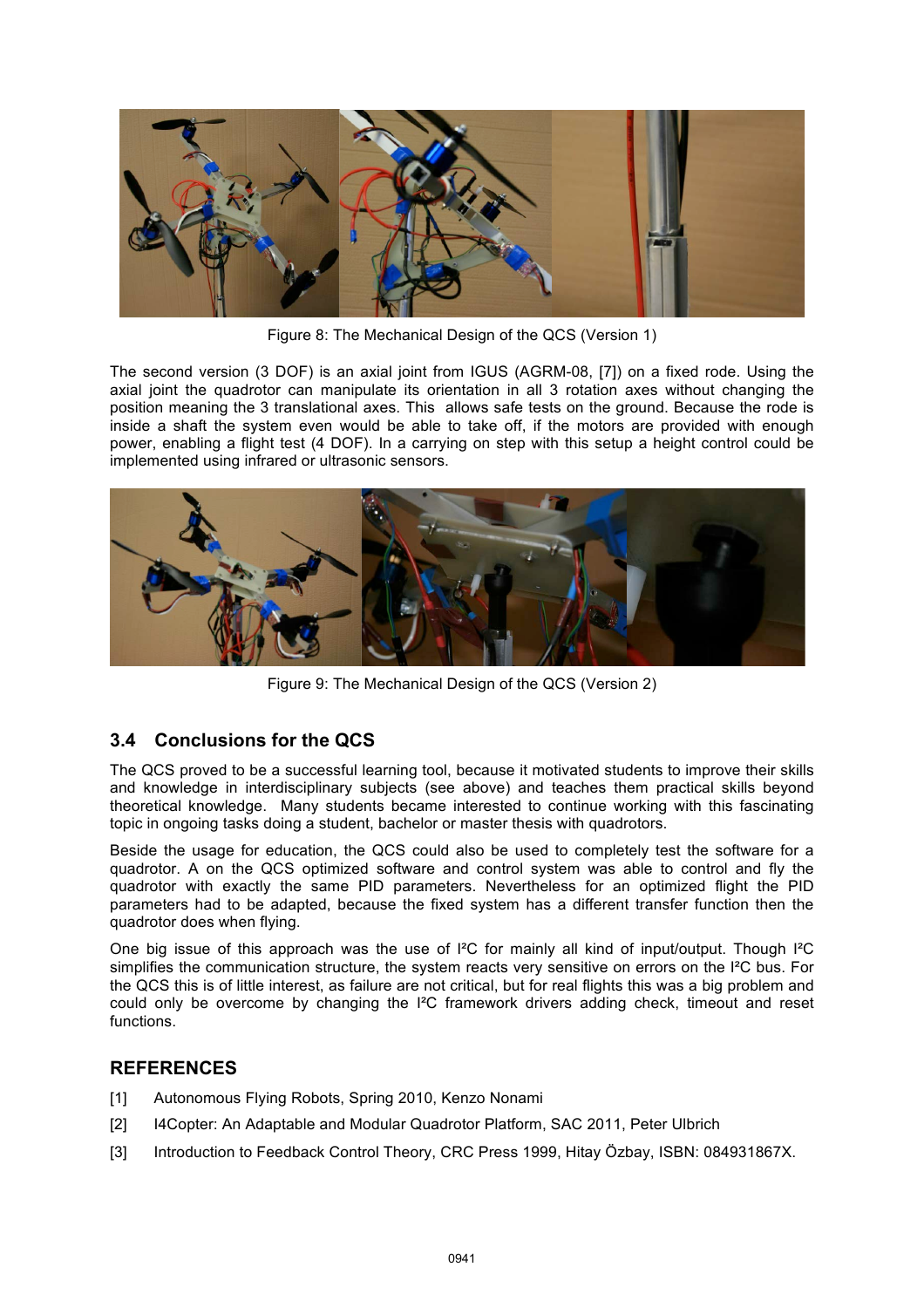Figure 8: The Mechanical Design of the QCS (Version 1)

The second version (3 DOF) is an axial joint from IGUS (AGRM-08, [7]) on a fixed rode. Using the axial joint the quadrotor can manipulate its orientation in all 3 rotation axes without changing the position meaning the 3 translational axes. This allows safe tests on the ground. Because the rode is inside a shaft the system even would be able to take off, if the motors are provided with enough power, enabling a flight test (4 DOF). In a carrying on step with this setup a height control could be implemented using infrared or ultrasonic sensors.

Figure 9: The Mechanical Design of the QCS (Version 2)

## 3.4 Conclusions for the QCS

The QCS proved to be a successful learning tool, because it motivated students to improve their skills and knowledge in interdisciplinary subjects (see above) and teaches them practical skills beyond theoretical knowledge. Many students became interested to continue working with this fascinating topic in ongoing tasks doing a student, bachelor or master thesis with quadrotors.

Beside the usage for education, the QCS could also be used to completely test the software for a quadrotor. A on the QCS optimized software and control system was able to control and fly the quadrotor with exactly the same PID parameters. Nevertheless for an optimized flight the PID parameters had to be adapted, because the fixed system has a different transfer function then the quadrotor does when flying.

One big issue of this approach was the use of I²C for mainly all kind of input/output. Though I²C simplifies the communication structure, the system reacts very sensitive on errors on the I²C bus. For the QCS this is of little interest, as failure are not critical, but for real flights this was a big problem and could only be overcome by changing the I²C framework drivers adding check, timeout and reset functions.

## REFERENCES

[1] Autonomous Flying Robots, Spring 2010, Kenzo Nonami

[2] I4Copter: An Adaptable and Modular Quadrotor Platform, SAC 2011, Peter Ulbrich

[3] Introduction to Feedback Control Theory, CRC Press 1999, Hitay Özbay, ISBN: 084931867X.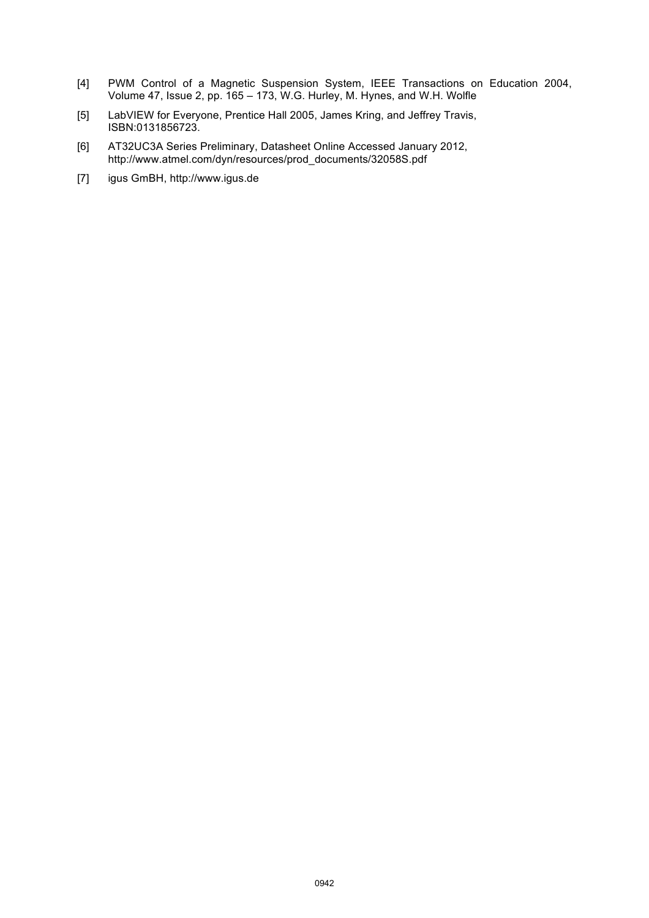[4] PWM Control of a Magnetic Suspension System, IEEE Transactions on Education 2004, Volume 47, Issue 2, pp. 165 – 173, W.G. Hurley, M. Hynes, and W.H. Wolfle

[5] LabVIEW for Everyone, Prentice Hall 2005, James Kring, and Jeffrey Travis, ISBN:0131856723.

[6] AT32UC3A Series Preliminary, Datasheet Online Accessed January 2012, http://www.atmel.com/dyn/resources/prod_documents/32058S.pdf

[7] igus GmBH, http://www.igus.de